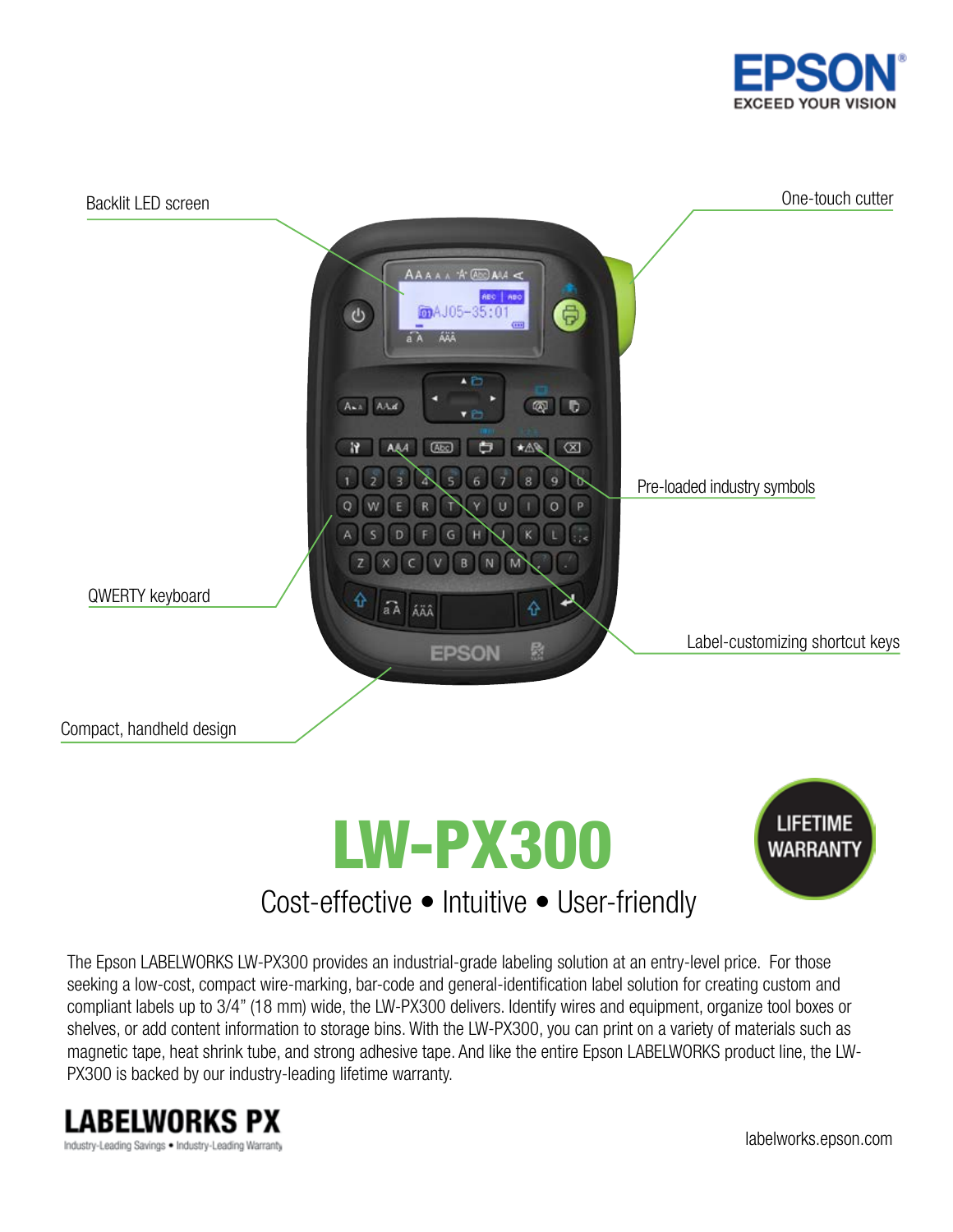EPSON
EXCEED YOUR VISION

Backlit LED screen

One-touch cutter

Pre-loaded industry symbols

QWERTY keyboard

Label-customizing shortcut keys

Compact, handheld design

# LW-PX300

LIFETIME WARRANTY

## Cost-effective • Intuitive • User-friendly

The Epson LABELWORKS LW-PX300 provides an industrial-grade labeling solution at an entry-level price. For those seeking a low-cost, compact wire-marking, bar-code and general-identification label solution for creating custom and compliant labels up to 3/4" (18 mm) wide, the LW-PX300 delivers. Identify wires and equipment, organize tool boxes or shelves, or add content information to storage bins. With the LW-PX300, you can print on a variety of materials such as magnetic tape, heat shrink tube, and strong adhesive tape. And like the entire Epson LABELWORKS product line, the LW-PX300 is backed by our industry-leading lifetime warranty.

**LABELWORKS PX**
Industry-Leading Savings • Industry-Leading Warranty

labelworks.epson.com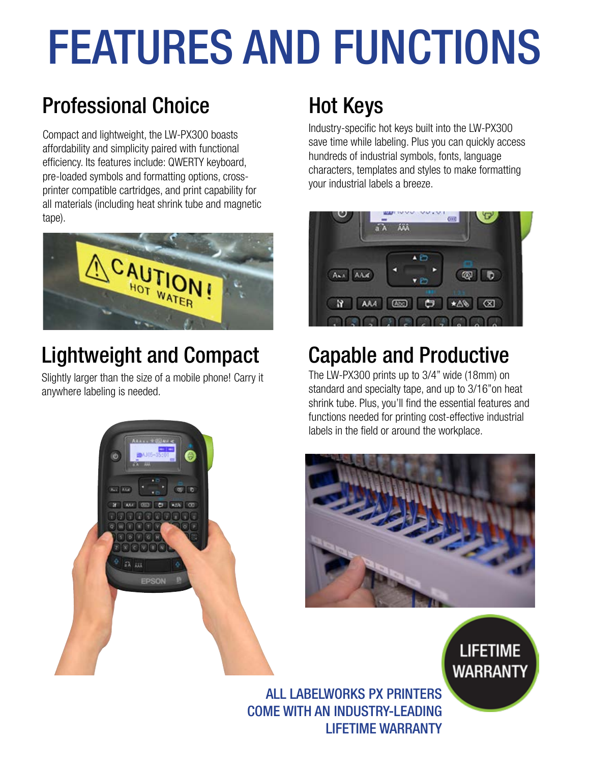# FEATURES AND FUNCTIONS

## Professional Choice

Compact and lightweight, the LW-PX300 boasts affordability and simplicity paired with functional efficiency. Its features include: QWERTY keyboard, pre-loaded symbols and formatting options, cross-printer compatible cartridges, and print capability for all materials (including heat shrink tube and magnetic tape).

## Hot Keys

Industry-specific hot keys built into the LW-PX300 save time while labeling. Plus you can quickly access hundreds of industrial symbols, fonts, language characters, templates and styles to make formatting your industrial labels a breeze.

## Lightweight and Compact

Slightly larger than the size of a mobile phone! Carry it anywhere labeling is needed.

## Capable and Productive

The LW-PX300 prints up to 3/4" wide (18mm) on standard and specialty tape, and up to 3/16"on heat shrink tube. Plus, you'll find the essential features and functions needed for printing cost-effective industrial labels in the field or around the workplace.

LIFETIME WARRANTY

ALL LABELWORKS PX PRINTERS COME WITH AN INDUSTRY-LEADING LIFETIME WARRANTY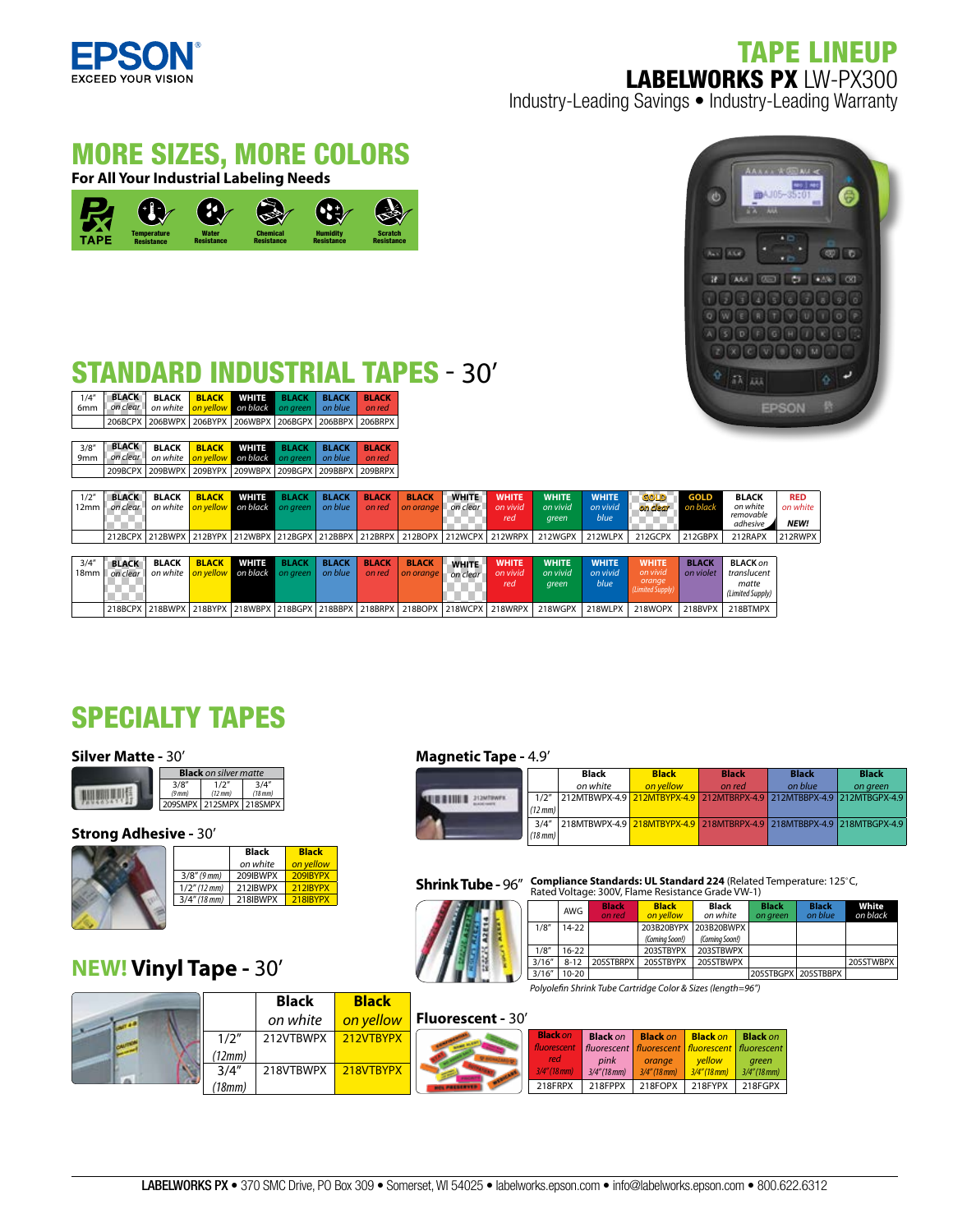# TAPE LINEUP

## LABELWORKS PX LW-PX300

Industry-Leading Savings • Industry-Leading Warranty

## MORE SIZES, MORE COLORS

**For All Your Industrial Labeling Needs**

PX TAPE: Temperature Resistance, Water Resistance, Chemical Resistance, Humidity Resistance, Scratch Resistance

## STANDARD INDUSTRIAL TAPES - 30′

| 1/4″ 6mm | BLACK *on clear* | BLACK *on white* | BLACK *on yellow* | WHITE *on black* | BLACK *on green* | BLACK *on blue* | BLACK *on red* |
|---|---|---|---|---|---|---|---|
| | 206BCPX | 206BWPX | 206BYPX | 206WBPX | 206BGPX | 206BBPX | 206BRPX |

| 3/8″ 9mm | BLACK *on clear* | BLACK *on white* | BLACK *on yellow* | WHITE *on black* | BLACK *on green* | BLACK *on blue* | BLACK *on red* |
|---|---|---|---|---|---|---|---|
| | 209BCPX | 209BWPX | 209BYPX | 209WBPX | 209BGPX | 209BBPX | 209BRPX |

| 1/2″ 12mm | BLACK *on clear* | BLACK *on white* | BLACK *on yellow* | WHITE *on black* | BLACK *on green* | BLACK *on blue* | BLACK *on red* | BLACK *on orange* | WHITE *on clear* | WHITE *on vivid red* | WHITE *on vivid green* | WHITE *on vivid blue* | GOLD *on clear* | GOLD *on black* | BLACK *on white removable adhesive* | RED *on white* NEW! |
|---|---|---|---|---|---|---|---|---|---|---|---|---|---|---|---|---|
| | 212BCPX | 212BWPX | 212BYPX | 212WBPX | 212BGPX | 212BBPX | 212BRPX | 212BOPX | 212WCPX | 212WRPX | 212WGPX | 212WLPX | 212GCPX | 212GBPX | 212RAPX | 212RWPX |

| 3/4″ 18mm | BLACK *on clear* | BLACK *on white* | BLACK *on yellow* | WHITE *on black* | BLACK *on green* | BLACK *on blue* | BLACK *on red* | BLACK *on orange* | WHITE *on clear* | WHITE *on vivid red* | WHITE *on vivid green* | WHITE *on vivid blue* | WHITE *on vivid orange (Limited Supply)* | BLACK *on violet* | BLACK *on translucent matte (Limited Supply)* |
|---|---|---|---|---|---|---|---|---|---|---|---|---|---|---|---|
| | 218BCPX | 218BWPX | 218BYPX | 218WBPX | 218BGPX | 218BBPX | 218BRPX | 218BOPX | 218WCPX | 218WRPX | 218WGPX | 218WLPX | 218WOPX | 218BVPX | 218BTMPX |

## SPECIALTY TAPES

### Silver Matte - 30′

| **Black** *on silver matte* | | |
|---|---|---|
| 3/8″ (9mm) | 1/2″ (12mm) | 3/4″ (18mm) |
| 209SMPX | 212SMPX | 218SMPX |

### Strong Adhesive - 30′

| | Black *on white* | Black *on yellow* |
|---|---|---|
| 3/8″ (9mm) | 209IBWPX | 209IBYPX |
| 1/2″ (12mm) | 212IBWPX | 212IBYPX |
| 3/4″ (18mm) | 218IBWPX | 218IBYPX |

### NEW! Vinyl Tape - 30′

| | Black *on white* | Black *on yellow* |
|---|---|---|
| 1/2″ (12mm) | 212VTBWPX | 212VTBYPX |
| 3/4″ (18mm) | 218VTBWPX | 218VTBYPX |

### Magnetic Tape - 4.9′

| | Black *on white* | Black *on yellow* | Black *on red* | Black *on blue* | Black *on green* |
|---|---|---|---|---|---|
| 1/2″ (12mm) | 212MTBWPX-4.9 | 212MTBYPX-4.9 | 212MTBRPX-4.9 | 212MTBBPX-4.9 | 212MTBGPX-4.9 |
| 3/4″ (18mm) | 218MTBWPX-4.9 | 218MTBYPX-4.9 | 218MTBRPX-4.9 | 218MTBBPX-4.9 | 218MTBGPX-4.9 |

### Shrink Tube - 96″

**Compliance Standards: UL Standard 224** (Related Temperature: 125°C, Rated Voltage: 300V, Flame Resistance Grade VW-1)

| | AWG | Black *on red* | Black *on yellow* | Black *on white* | Black *on green* | Black *on blue* | White *on black* |
|---|---|---|---|---|---|---|---|
| 1/8″ | 14-22 | | 203B20BYPX (Coming Soon!) | 203B20BWPX (Coming Soon!) | | | |
| 1/8″ | 16-22 | | 203STBYPX | 203STBWPX | | | |
| 3/16″ | 8-12 | 205STBRPX | 205STBYPX | 205STBWPX | | | 205STWBPX |
| 3/16″ | 10-20 | | | | 205STBGPX | 205STBBPX | |

*Polyolefin Shrink Tube Cartridge Color & Sizes (length=96″)*

### Fluorescent - 30′

| Black *on fluorescent red* 3/4″ (18mm) | Black *on fluorescent pink* 3/4″ (18mm) | Black *on fluorescent orange* 3/4″ (18mm) | Black *on fluorescent yellow* 3/4″ (18mm) | Black *on fluorescent green* 3/4″ (18mm) |
|---|---|---|---|---|
| 218FRPX | 218FPPX | 218FOPX | 218FYPX | 218FGPX |

**LABELWORKS PX** • 370 SMC Drive, PO Box 309 • Somerset, WI 54025 • labelworks.epson.com • info@labelworks.epson.com • 800.622.6312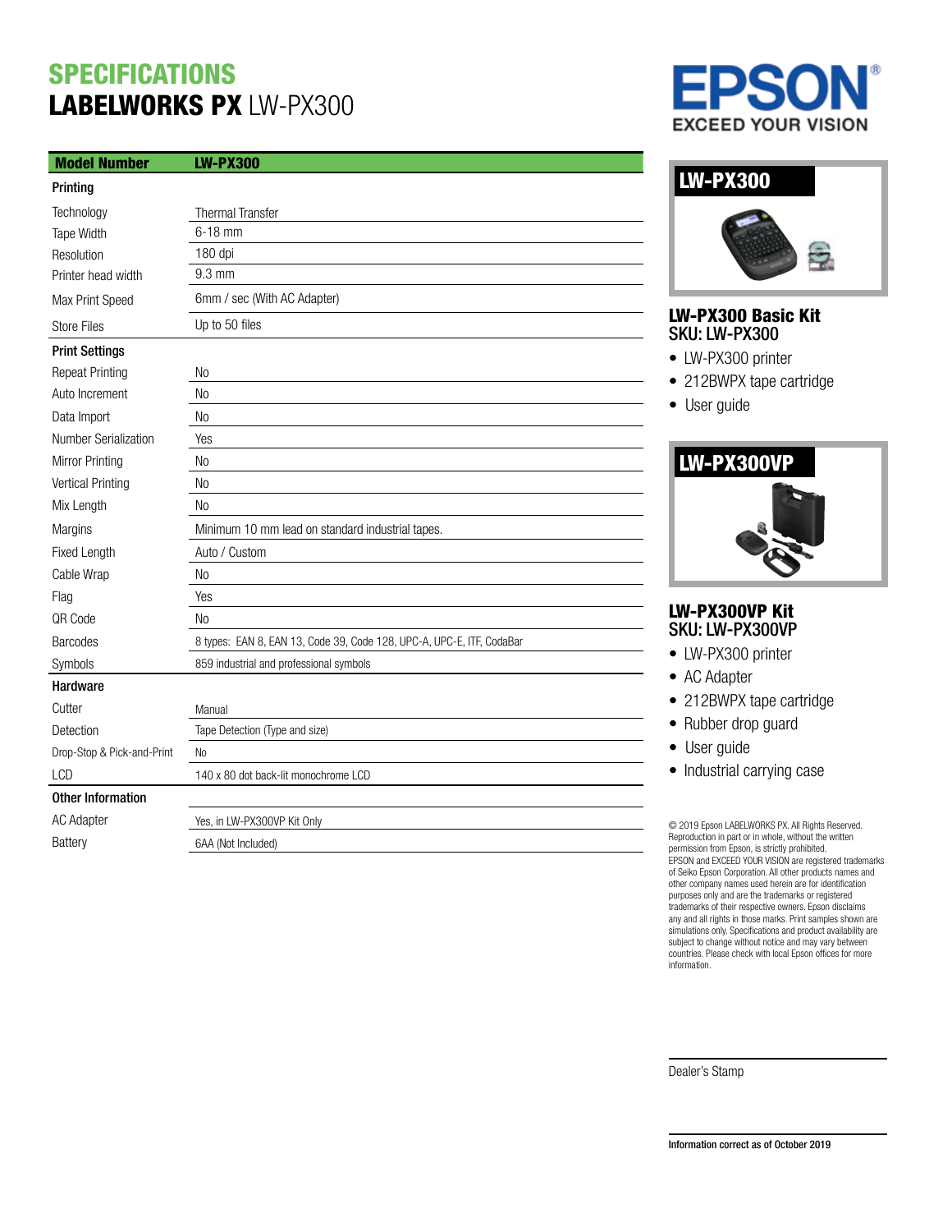# SPECIFICATIONS
# LABELWORKS PX LW-PX300

EPSON
EXCEED YOUR VISION

| Model Number | LW-PX300 |
|---|---|
| **Printing** | |
| Technology | Thermal Transfer |
| Tape Width | 6-18 mm |
| Resolution | 180 dpi |
| Printer head width | 9.3 mm |
| Max Print Speed | 6mm / sec (With AC Adapter) |
| Store Files | Up to 50 files |
| **Print Settings** | |
| Repeat Printing | No |
| Auto Increment | No |
| Data Import | No |
| Number Serialization | Yes |
| Mirror Printing | No |
| Vertical Printing | No |
| Mix Length | No |
| Margins | Minimum 10 mm lead on standard industrial tapes. |
| Fixed Length | Auto / Custom |
| Cable Wrap | No |
| Flag | Yes |
| QR Code | No |
| Barcodes | 8 types: EAN 8, EAN 13, Code 39, Code 128, UPC-A, UPC-E, ITF, CodaBar |
| Symbols | 859 industrial and professional symbols |
| **Hardware** | |
| Cutter | Manual |
| Detection | Tape Detection (Type and size) |
| Drop-Stop & Pick-and-Print | No |
| LCD | 140 x 80 dot back-lit monochrome LCD |
| **Other Information** | |
| AC Adapter | Yes, in LW-PX300VP Kit Only |
| Battery | 6AA (Not Included) |

**LW-PX300**

### LW-PX300 Basic Kit
**SKU: LW-PX300**

- LW-PX300 printer
- 212BWPX tape cartridge
- User guide

**LW-PX300VP**

### LW-PX300VP Kit
**SKU: LW-PX300VP**

- LW-PX300 printer
- AC Adapter
- 212BWPX tape cartridge
- Rubber drop guard
- User guide
- Industrial carrying case

© 2019 Epson LABELWORKS PX. All Rights Reserved. Reproduction in part or in whole, without the written permission from Epson, is strictly prohibited. EPSON and EXCEED YOUR VISION are registered trademarks of Seiko Epson Corporation. All other products names and other company names used herein are for identification purposes only and are the trademarks or registered trademarks of their respective owners. Epson disclaims any and all rights in those marks. Print samples shown are simulations only. Specifications and product availability are subject to change without notice and may vary between countries. Please check with local Epson offices for more information.

Dealer's Stamp

Information correct as of October 2019